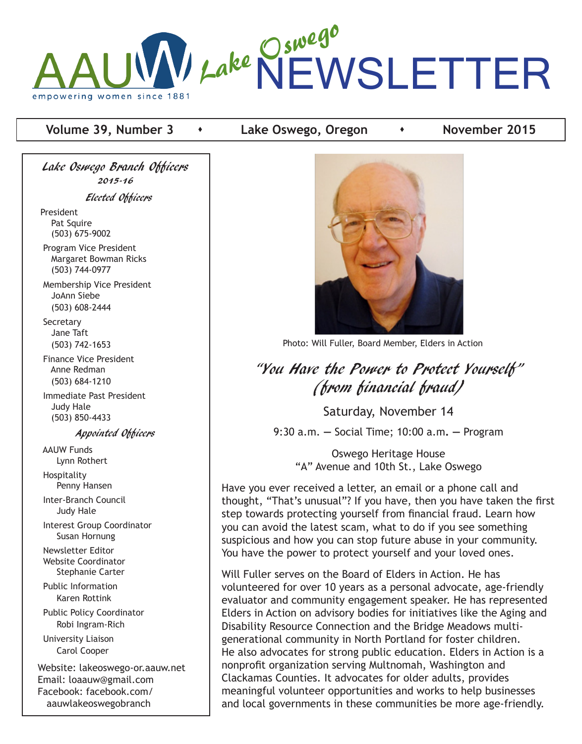# AAUW Lake Oswego NEWSLETTER

empowering women since 1881

**Volume 39, Number 3 • Lake Oswego, Oregon • November 2015**

## *Lake Oswego Branch Officers*

***2015-16***

### *Elected Officers*

President
Pat Squire
(503) 675-9002

Program Vice President
Margaret Bowman Ricks
(503) 744-0977

Membership Vice President
JoAnn Siebe
(503) 608-2444

Secretary
Jane Taft
(503) 742-1653

Finance Vice President
Anne Redman
(503) 684-1210

Immediate Past President
Judy Hale
(503) 850-4433

### *Appointed Officers*

AAUW Funds
Lynn Rothert

Hospitality
Penny Hansen

Inter-Branch Council
Judy Hale

Interest Group Coordinator
Susan Hornung

Newsletter Editor
Website Coordinator
Stephanie Carter

Public Information
Karen Rottink

Public Policy Coordinator
Robi Ingram-Rich

University Liaison
Carol Cooper

Website: lakeoswego-or.aauw.net
Email: loaauw@gmail.com
Facebook: facebook.com/aauwlakeoswegobranch

Photo: Will Fuller, Board Member, Elders in Action

## *"You Have the Power to Protect Yourself" (from financial fraud)*

Saturday, November 14

9:30 a.m. — Social Time; 10:00 a.m. — Program

Oswego Heritage House
"A" Avenue and 10th St., Lake Oswego

Have you ever received a letter, an email or a phone call and thought, "That's unusual"? If you have, then you have taken the first step towards protecting yourself from financial fraud. Learn how you can avoid the latest scam, what to do if you see something suspicious and how you can stop future abuse in your community. You have the power to protect yourself and your loved ones.

Will Fuller serves on the Board of Elders in Action. He has volunteered for over 10 years as a personal advocate, age-friendly evaluator and community engagement speaker. He has represented Elders in Action on advisory bodies for initiatives like the Aging and Disability Resource Connection and the Bridge Meadows multi-generational community in North Portland for foster children. He also advocates for strong public education. Elders in Action is a nonprofit organization serving Multnomah, Washington and Clackamas Counties. It advocates for older adults, provides meaningful volunteer opportunities and works to help businesses and local governments in these communities be more age-friendly.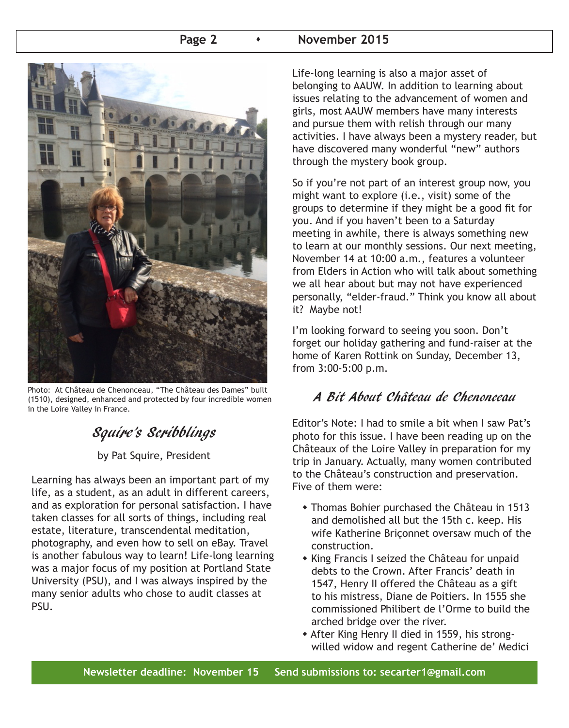Photo: At Château de Chenonceau, "The Château des Dames" built (1510), designed, enhanced and protected by four incredible women in the Loire Valley in France.

## Squire's Scribblings

by Pat Squire, President

Learning has always been an important part of my life, as a student, as an adult in different careers, and as exploration for personal satisfaction. I have taken classes for all sorts of things, including real estate, literature, transcendental meditation, photography, and even how to sell on eBay. Travel is another fabulous way to learn! Life-long learning was a major focus of my position at Portland State University (PSU), and I was always inspired by the many senior adults who chose to audit classes at PSU.

Life-long learning is also a major asset of belonging to AAUW. In addition to learning about issues relating to the advancement of women and girls, most AAUW members have many interests and pursue them with relish through our many activities. I have always been a mystery reader, but have discovered many wonderful "new" authors through the mystery book group.

So if you're not part of an interest group now, you might want to explore (i.e., visit) some of the groups to determine if they might be a good fit for you. And if you haven't been to a Saturday meeting in awhile, there is always something new to learn at our monthly sessions. Our next meeting, November 14 at 10:00 a.m., features a volunteer from Elders in Action who will talk about something we all hear about but may not have experienced personally, "elder-fraud." Think you know all about it? Maybe not!

I'm looking forward to seeing you soon. Don't forget our holiday gathering and fund-raiser at the home of Karen Rottink on Sunday, December 13, from 3:00-5:00 p.m.

## A Bit About Château de Chenonceau

Editor's Note: I had to smile a bit when I saw Pat's photo for this issue. I have been reading up on the Châteaux of the Loire Valley in preparation for my trip in January. Actually, many women contributed to the Château's construction and preservation. Five of them were:

- Thomas Bohier purchased the Château in 1513 and demolished all but the 15th c. keep. His wife Katherine Briçonnet oversaw much of the construction.
- King Francis I seized the Château for unpaid debts to the Crown. After Francis' death in 1547, Henry II offered the Château as a gift to his mistress, Diane de Poitiers. In 1555 she commissioned Philibert de l'Orme to build the arched bridge over the river.
- After King Henry II died in 1559, his strong-willed widow and regent Catherine de' Medici

Newsletter deadline: November 15 Send submissions to: secarter1@gmail.com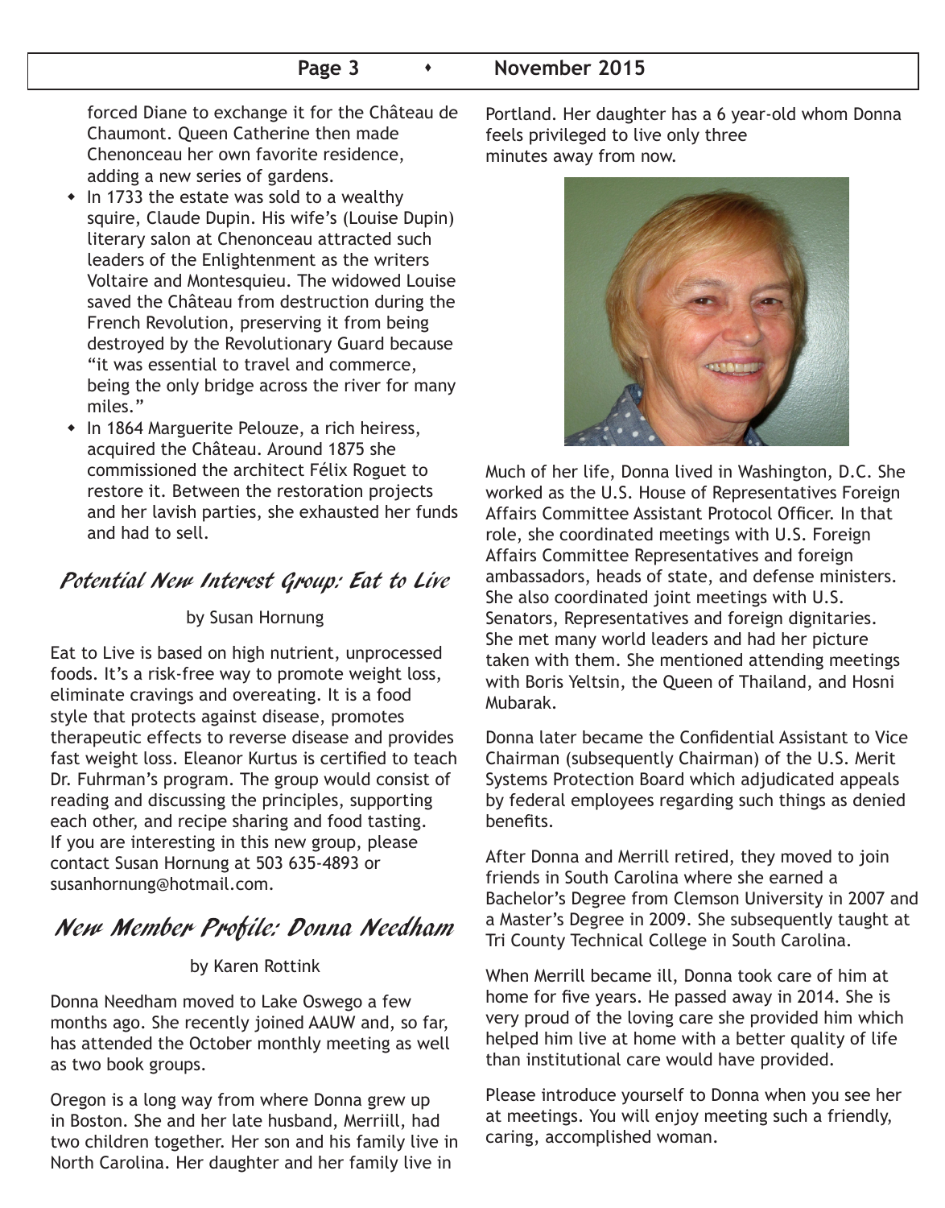forced Diane to exchange it for the Château de Chaumont. Queen Catherine then made Chenonceau her own favorite residence, adding a new series of gardens.

- In 1733 the estate was sold to a wealthy squire, Claude Dupin. His wife's (Louise Dupin) literary salon at Chenonceau attracted such leaders of the Enlightenment as the writers Voltaire and Montesquieu. The widowed Louise saved the Château from destruction during the French Revolution, preserving it from being destroyed by the Revolutionary Guard because "it was essential to travel and commerce, being the only bridge across the river for many miles."
- In 1864 Marguerite Pelouze, a rich heiress, acquired the Château. Around 1875 she commissioned the architect Félix Roguet to restore it. Between the restoration projects and her lavish parties, she exhausted her funds and had to sell.

## Potential New Interest Group: Eat to Live

by Susan Hornung

Eat to Live is based on high nutrient, unprocessed foods. It's a risk-free way to promote weight loss, eliminate cravings and overeating. It is a food style that protects against disease, promotes therapeutic effects to reverse disease and provides fast weight loss. Eleanor Kurtus is certified to teach Dr. Fuhrman's program. The group would consist of reading and discussing the principles, supporting each other, and recipe sharing and food tasting. If you are interesting in this new group, please contact Susan Hornung at 503 635-4893 or susanhornung@hotmail.com.

## New Member Profile: Donna Needham

by Karen Rottink

Donna Needham moved to Lake Oswego a few months ago. She recently joined AAUW and, so far, has attended the October monthly meeting as well as two book groups.

Oregon is a long way from where Donna grew up in Boston. She and her late husband, Merriill, had two children together. Her son and his family live in North Carolina. Her daughter and her family live in Portland. Her daughter has a 6 year-old whom Donna feels privileged to live only three minutes away from now.

Much of her life, Donna lived in Washington, D.C. She worked as the U.S. House of Representatives Foreign Affairs Committee Assistant Protocol Officer. In that role, she coordinated meetings with U.S. Foreign Affairs Committee Representatives and foreign ambassadors, heads of state, and defense ministers. She also coordinated joint meetings with U.S. Senators, Representatives and foreign dignitaries. She met many world leaders and had her picture taken with them. She mentioned attending meetings with Boris Yeltsin, the Queen of Thailand, and Hosni Mubarak.

Donna later became the Confidential Assistant to Vice Chairman (subsequently Chairman) of the U.S. Merit Systems Protection Board which adjudicated appeals by federal employees regarding such things as denied benefits.

After Donna and Merrill retired, they moved to join friends in South Carolina where she earned a Bachelor's Degree from Clemson University in 2007 and a Master's Degree in 2009. She subsequently taught at Tri County Technical College in South Carolina.

When Merrill became ill, Donna took care of him at home for five years. He passed away in 2014. She is very proud of the loving care she provided him which helped him live at home with a better quality of life than institutional care would have provided.

Please introduce yourself to Donna when you see her at meetings. You will enjoy meeting such a friendly, caring, accomplished woman.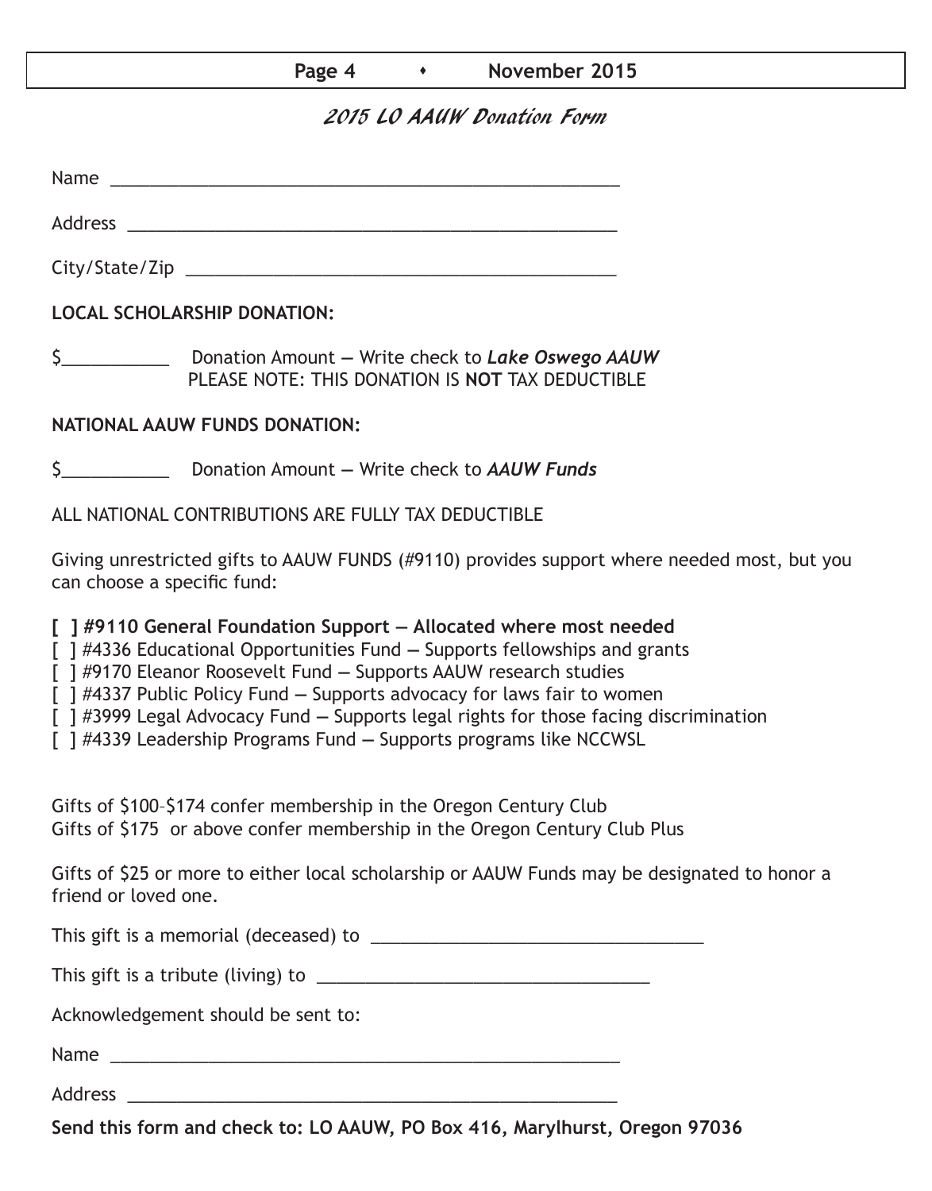## *2015 LO AAUW Donation Form*

Name ______________________________________________________

Address ____________________________________________________

City/State/Zip _______________________________________________

**LOCAL SCHOLARSHIP DONATION:**

$___________ Donation Amount — Write check to ***Lake Oswego AAUW***
PLEASE NOTE: THIS DONATION IS **NOT** TAX DEDUCTIBLE

**NATIONAL AAUW FUNDS DONATION:**

$___________ Donation Amount — Write check to ***AAUW Funds***

ALL NATIONAL CONTRIBUTIONS ARE FULLY TAX DEDUCTIBLE

Giving unrestricted gifts to AAUW FUNDS (#9110) provides support where needed most, but you can choose a specific fund:

**[ ] #9110 General Foundation Support — Allocated where most needed**
[ ] #4336 Educational Opportunities Fund — Supports fellowships and grants
[ ] #9170 Eleanor Roosevelt Fund — Supports AAUW research studies
[ ] #4337 Public Policy Fund — Supports advocacy for laws fair to women
[ ] #3999 Legal Advocacy Fund — Supports legal rights for those facing discrimination
[ ] #4339 Leadership Programs Fund — Supports programs like NCCWSL

Gifts of $100–$174 confer membership in the Oregon Century Club
Gifts of $175 or above confer membership in the Oregon Century Club Plus

Gifts of $25 or more to either local scholarship or AAUW Funds may be designated to honor a friend or loved one.

This gift is a memorial (deceased) to ___________________________________

This gift is a tribute (living) to ___________________________________

Acknowledgement should be sent to:

Name ______________________________________________________

Address ____________________________________________________

**Send this form and check to: LO AAUW, PO Box 416, Marylhurst, Oregon 97036**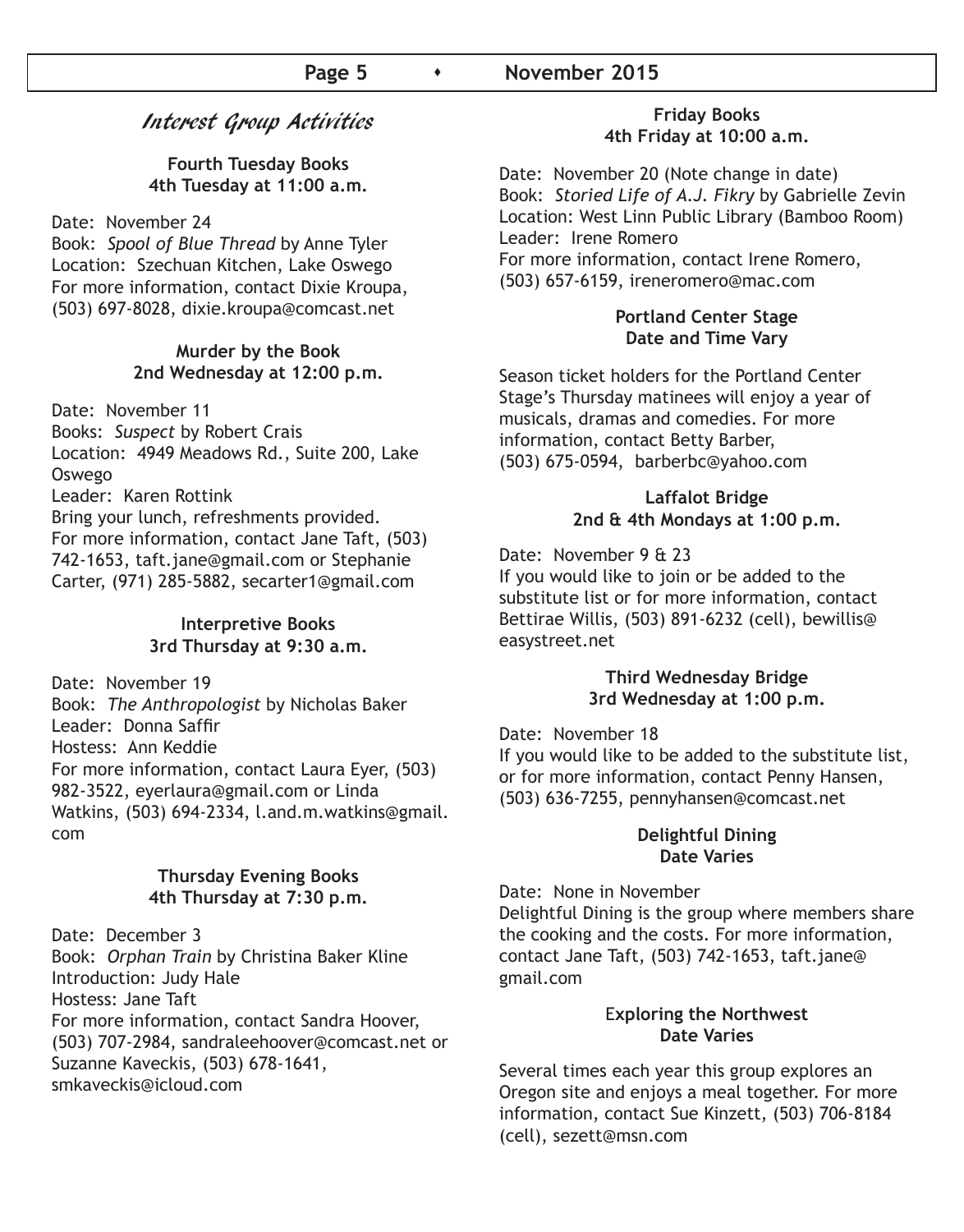## Interest Group Activities

**Fourth Tuesday Books**
**4th Tuesday at 11:00 a.m.**

Date: November 24
Book: *Spool of Blue Thread* by Anne Tyler
Location: Szechuan Kitchen, Lake Oswego
For more information, contact Dixie Kroupa, (503) 697-8028, dixie.kroupa@comcast.net

**Murder by the Book**
**2nd Wednesday at 12:00 p.m.**

Date: November 11
Books: *Suspect* by Robert Crais
Location: 4949 Meadows Rd., Suite 200, Lake Oswego
Leader: Karen Rottink
Bring your lunch, refreshments provided.
For more information, contact Jane Taft, (503) 742-1653, taft.jane@gmail.com or Stephanie Carter, (971) 285-5882, secarter1@gmail.com

**Interpretive Books**
**3rd Thursday at 9:30 a.m.**

Date: November 19
Book: *The Anthropologist* by Nicholas Baker
Leader: Donna Saffir
Hostess: Ann Keddie
For more information, contact Laura Eyer, (503) 982-3522, eyerlaura@gmail.com or Linda Watkins, (503) 694-2334, l.and.m.watkins@gmail.com

**Thursday Evening Books**
**4th Thursday at 7:30 p.m.**

Date: December 3
Book: *Orphan Train* by Christina Baker Kline
Introduction: Judy Hale
Hostess: Jane Taft
For more information, contact Sandra Hoover, (503) 707-2984, sandraleehoover@comcast.net or Suzanne Kaveckis, (503) 678-1641, smkaveckis@icloud.com

**Friday Books**
**4th Friday at 10:00 a.m.**

Date: November 20 (Note change in date)
Book: *Storied Life of A.J. Fikry* by Gabrielle Zevin
Location: West Linn Public Library (Bamboo Room)
Leader: Irene Romero
For more information, contact Irene Romero, (503) 657-6159, ireneromero@mac.com

**Portland Center Stage**
**Date and Time Vary**

Season ticket holders for the Portland Center Stage's Thursday matinees will enjoy a year of musicals, dramas and comedies. For more information, contact Betty Barber, (503) 675-0594, barberbc@yahoo.com

**Laffalot Bridge**
**2nd & 4th Mondays at 1:00 p.m.**

Date: November 9 & 23
If you would like to join or be added to the substitute list or for more information, contact Bettirae Willis, (503) 891-6232 (cell), bewillis@easystreet.net

**Third Wednesday Bridge**
**3rd Wednesday at 1:00 p.m.**

Date: November 18
If you would like to be added to the substitute list, or for more information, contact Penny Hansen, (503) 636-7255, pennyhansen@comcast.net

**Delightful Dining**
**Date Varies**

Date: None in November
Delightful Dining is the group where members share the cooking and the costs. For more information, contact Jane Taft, (503) 742-1653, taft.jane@gmail.com

**Exploring the Northwest**
**Date Varies**

Several times each year this group explores an Oregon site and enjoys a meal together. For more information, contact Sue Kinzett, (503) 706-8184 (cell), sezett@msn.com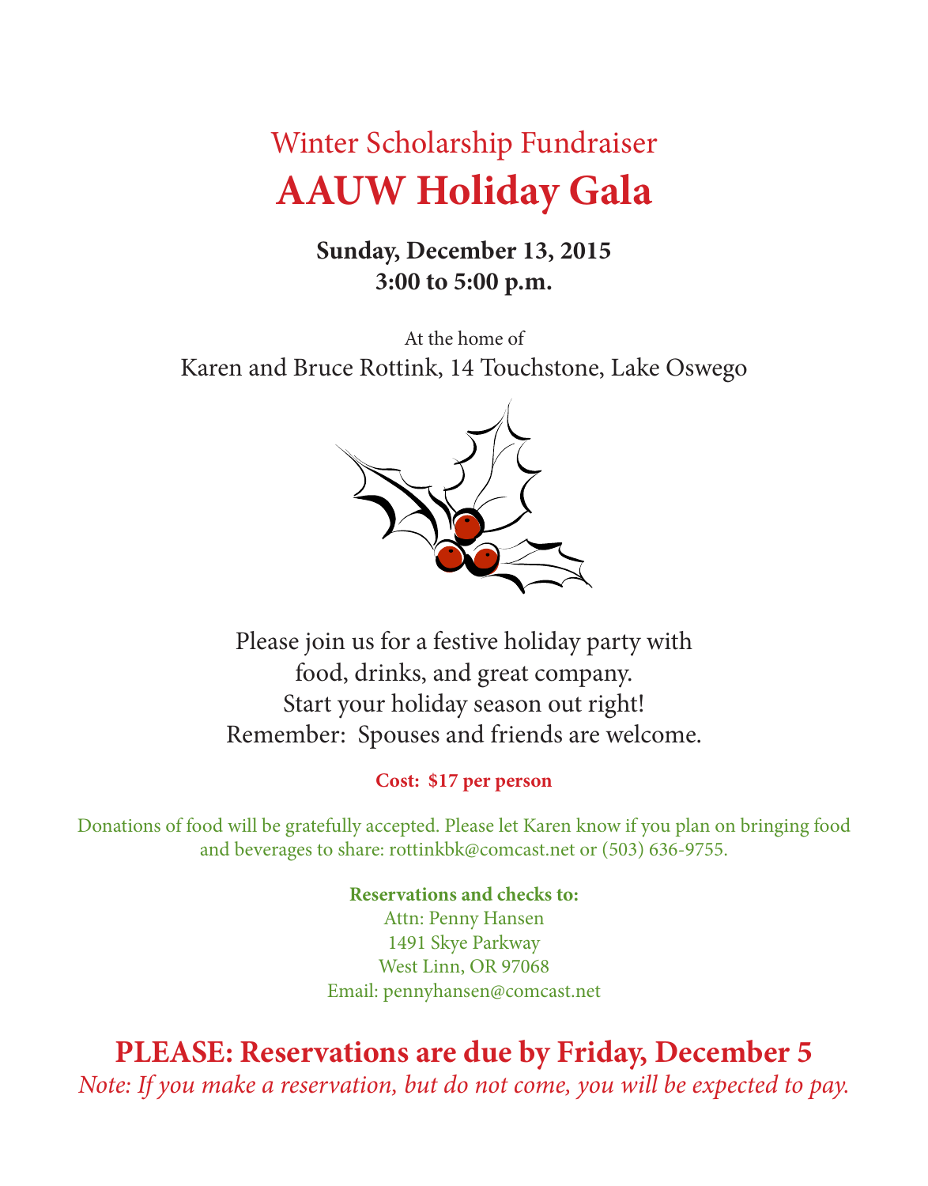Winter Scholarship Fundraiser

# AAUW Holiday Gala

**Sunday, December 13, 2015**
**3:00 to 5:00 p.m.**

At the home of
Karen and Bruce Rottink, 14 Touchstone, Lake Oswego

Please join us for a festive holiday party with
food, drinks, and great company.
Start your holiday season out right!
Remember: Spouses and friends are welcome.

**Cost: $17 per person**

Donations of food will be gratefully accepted. Please let Karen know if you plan on bringing food and beverages to share: rottinkbk@comcast.net or (503) 636-9755.

**Reservations and checks to:**
Attn: Penny Hansen
1491 Skye Parkway
West Linn, OR 97068
Email: pennyhansen@comcast.net

## PLEASE: Reservations are due by Friday, December 5

*Note: If you make a reservation, but do not come, you will be expected to pay.*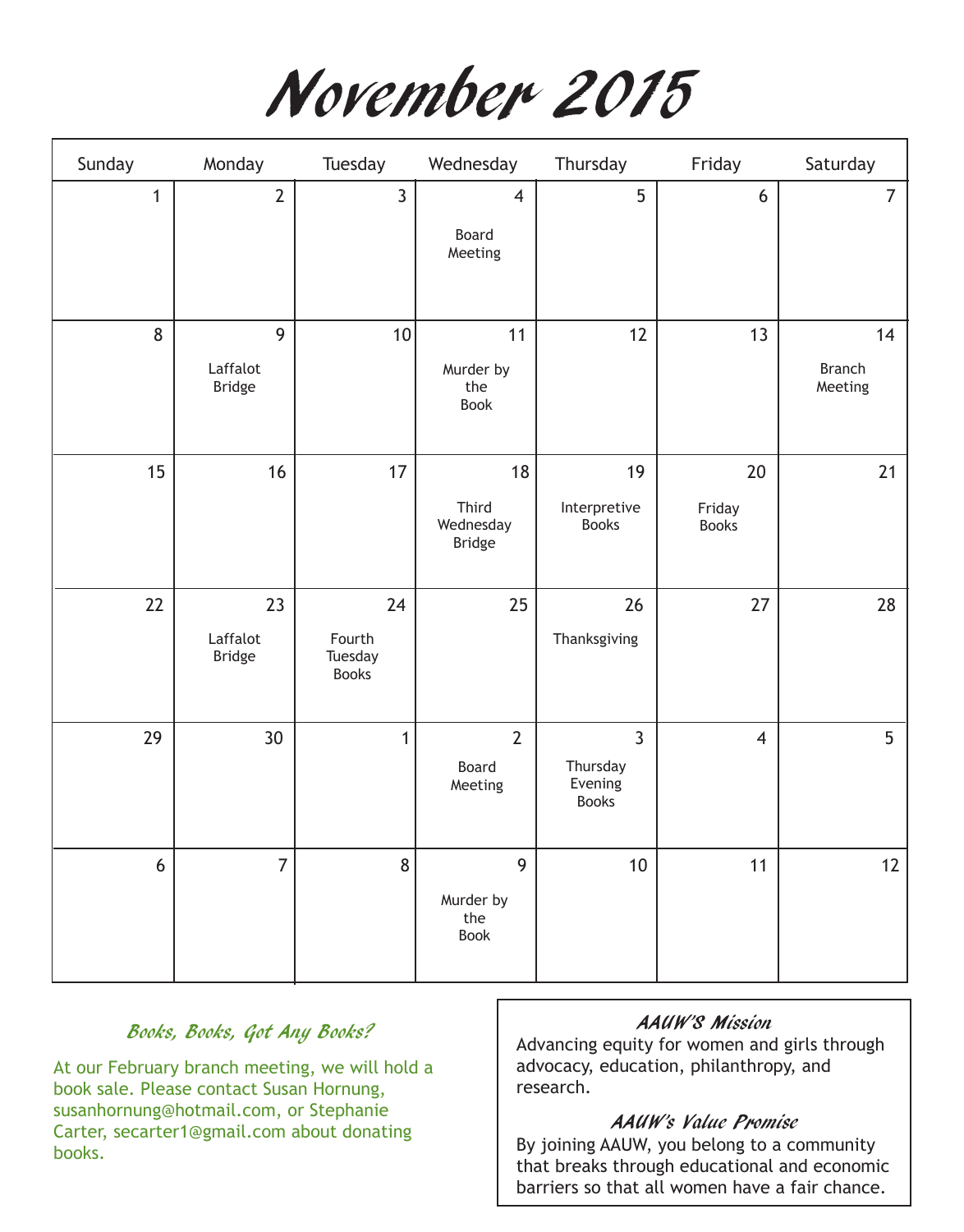# November 2015

| Sunday | Monday | Tuesday | Wednesday | Thursday | Friday | Saturday |
|---|---|---|---|---|---|---|
| 1 | 2 | 3 | 4 Board Meeting | 5 | 6 | 7 |
| 8 | 9 Laffalot Bridge | 10 | 11 Murder by the Book | 12 | 13 | 14 Branch Meeting |
| 15 | 16 | 17 | 18 Third Wednesday Bridge | 19 Interpretive Books | 20 Friday Books | 21 |
| 22 | 23 Laffalot Bridge | 24 Fourth Tuesday Books | 25 | 26 Thanksgiving | 27 | 28 |
| 29 | 30 | 1 | 2 Board Meeting | 3 Thursday Evening Books | 4 | 5 |
| 6 | 7 | 8 | 9 Murder by the Book | 10 | 11 | 12 |

### *Books, Books, Got Any Books?*

At our February branch meeting, we will hold a book sale. Please contact Susan Hornung, susanhornung@hotmail.com, or Stephanie Carter, secarter1@gmail.com about donating books.

### *AAUW'S Mission*

Advancing equity for women and girls through advocacy, education, philanthropy, and research.

### *AAUW's Value Promise*

By joining AAUW, you belong to a community that breaks through educational and economic barriers so that all women have a fair chance.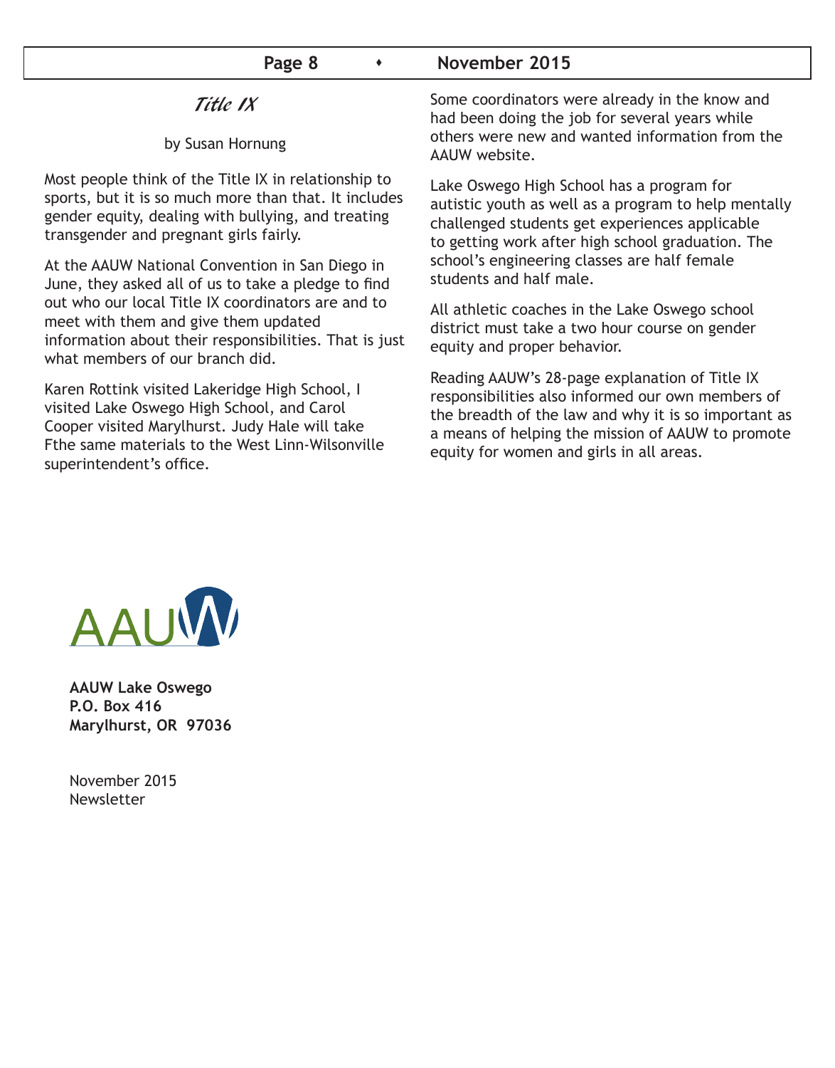## *Title IX*

by Susan Hornung

Most people think of the Title IX in relationship to sports, but it is so much more than that. It includes gender equity, dealing with bullying, and treating transgender and pregnant girls fairly.

At the AAUW National Convention in San Diego in June, they asked all of us to take a pledge to find out who our local Title IX coordinators are and to meet with them and give them updated information about their responsibilities. That is just what members of our branch did.

Karen Rottink visited Lakeridge High School, I visited Lake Oswego High School, and Carol Cooper visited Marylhurst. Judy Hale will take Fthe same materials to the West Linn-Wilsonville superintendent's office.

Some coordinators were already in the know and had been doing the job for several years while others were new and wanted information from the AAUW website.

Lake Oswego High School has a program for autistic youth as well as a program to help mentally challenged students get experiences applicable to getting work after high school graduation. The school's engineering classes are half female students and half male.

All athletic coaches in the Lake Oswego school district must take a two hour course on gender equity and proper behavior.

Reading AAUW's 28-page explanation of Title IX responsibilities also informed our own members of the breadth of the law and why it is so important as a means of helping the mission of AAUW to promote equity for women and girls in all areas.

AAUW

**AAUW Lake Oswego**
**P.O. Box 416**
**Marylhurst, OR 97036**

November 2015
Newsletter